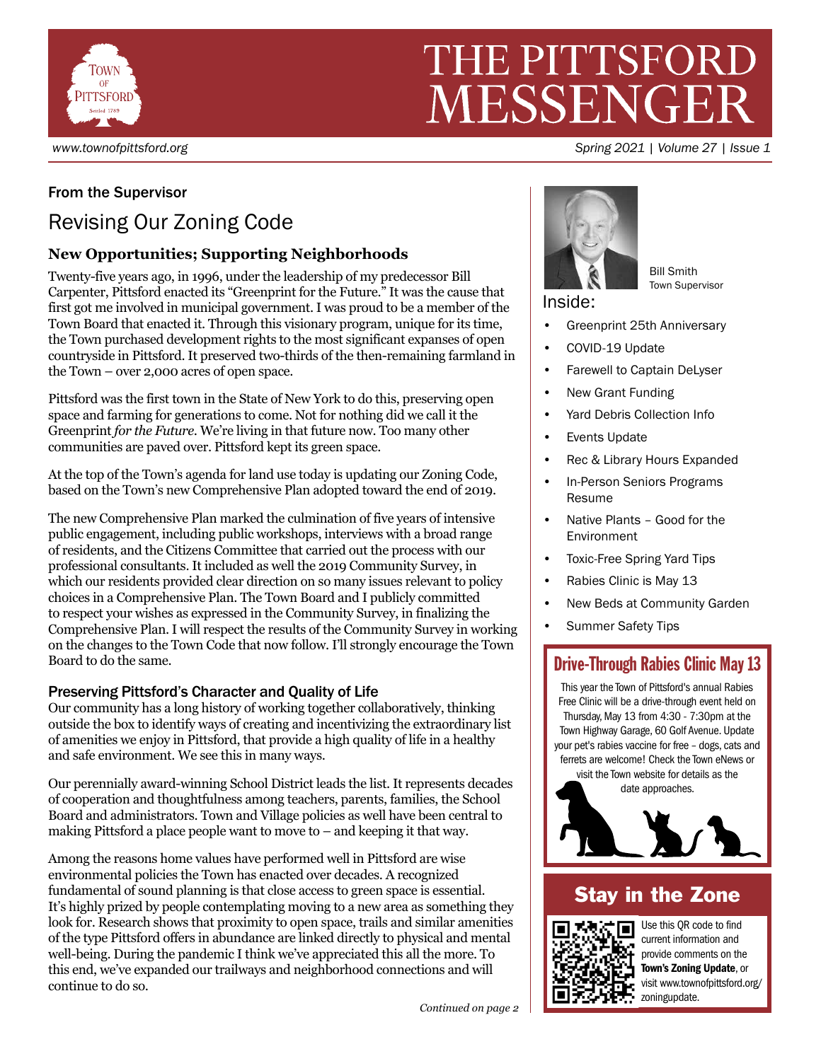# THE PITTSFORD MESSENGER

www.townofpittsford.org

Spring 2021 | Volume 27 | Issue 1

### From the Supervisor

## Revising Our Zoning Code

### New Opportunities; Supporting Neighborhoods

Twenty-five years ago, in 1996, under the leadership of my predecessor Bill Carpenter, Pittsford enacted its "Greenprint for the Future." It was the cause that first got me involved in municipal government. I was proud to be a member of the Town Board that enacted it. Through this visionary program, unique for its time, the Town purchased development rights to the most significant expanses of open countryside in Pittsford. It preserved two-thirds of the then-remaining farmland in the Town – over 2,000 acres of open space.

Pittsford was the first town in the State of New York to do this, preserving open space and farming for generations to come. Not for nothing did we call it the Greenprint *for the Future*. We're living in that future now. Too many other communities are paved over. Pittsford kept its green space.

At the top of the Town's agenda for land use today is updating our Zoning Code, based on the Town's new Comprehensive Plan adopted toward the end of 2019.

The new Comprehensive Plan marked the culmination of five years of intensive public engagement, including public workshops, interviews with a broad range of residents, and the Citizens Committee that carried out the process with our professional consultants. It included as well the 2019 Community Survey, in which our residents provided clear direction on so many issues relevant to policy choices in a Comprehensive Plan. The Town Board and I publicly committed to respect your wishes as expressed in the Community Survey, in finalizing the Comprehensive Plan. I will respect the results of the Community Survey in working on the changes to the Town Code that now follow. I'll strongly encourage the Town Board to do the same.

### Preserving Pittsford's Character and Quality of Life

Our community has a long history of working together collaboratively, thinking outside the box to identify ways of creating and incentivizing the extraordinary list of amenities we enjoy in Pittsford, that provide a high quality of life in a healthy and safe environment. We see this in many ways.

Our perennially award-winning School District leads the list. It represents decades of cooperation and thoughtfulness among teachers, parents, families, the School Board and administrators. Town and Village policies as well have been central to making Pittsford a place people want to move to – and keeping it that way.

Among the reasons home values have performed well in Pittsford are wise environmental policies the Town has enacted over decades. A recognized fundamental of sound planning is that close access to green space is essential. It's highly prized by people contemplating moving to a new area as something they look for. Research shows that proximity to open space, trails and similar amenities of the type Pittsford offers in abundance are linked directly to physical and mental well-being. During the pandemic I think we've appreciated this all the more. To this end, we've expanded our trailways and neighborhood connections and will continue to do so.

*Continued on page 2*

Bill Smith
Town Supervisor

### Inside:

- Greenprint 25th Anniversary
- COVID-19 Update
- Farewell to Captain DeLyser
- New Grant Funding
- Yard Debris Collection Info
- Events Update
- Rec & Library Hours Expanded
- In-Person Seniors Programs Resume
- Native Plants – Good for the Environment
- Toxic-Free Spring Yard Tips
- Rabies Clinic is May 13
- New Beds at Community Garden
- Summer Safety Tips

## Drive-Through Rabies Clinic May 13

This year the Town of Pittsford's annual Rabies Free Clinic will be a drive-through event held on Thursday, May 13 from 4:30 - 7:30pm at the Town Highway Garage, 60 Golf Avenue. Update your pet's rabies vaccine for free – dogs, cats and ferrets are welcome! Check the Town eNews or visit the Town website for details as the date approaches.

## Stay in the Zone

Use this QR code to find current information and provide comments on the **Town's Zoning Update**, or visit www.townofpittsford.org/zoningupdate.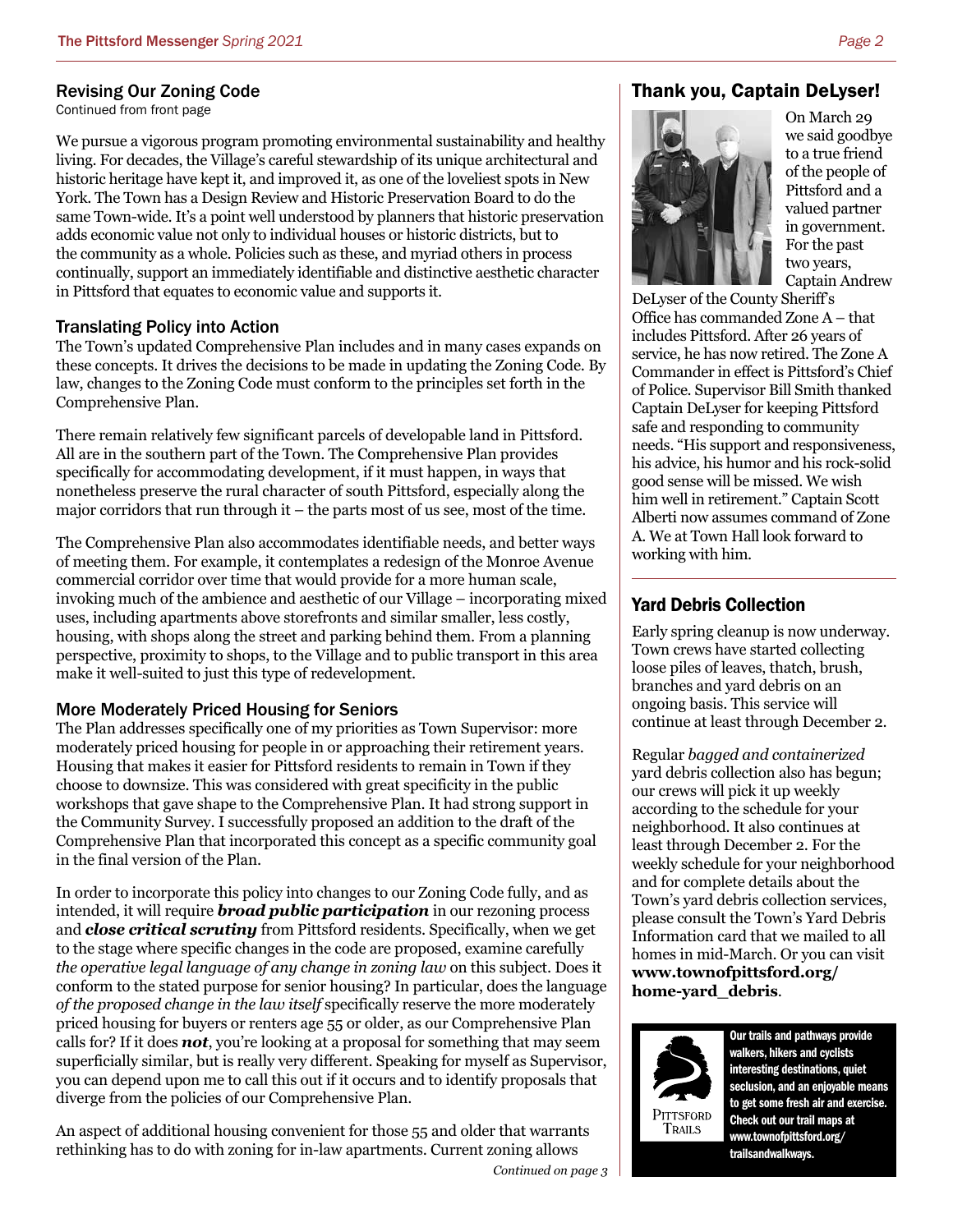## Revising Our Zoning Code

Continued from front page

We pursue a vigorous program promoting environmental sustainability and healthy living. For decades, the Village's careful stewardship of its unique architectural and historic heritage have kept it, and improved it, as one of the loveliest spots in New York. The Town has a Design Review and Historic Preservation Board to do the same Town-wide. It's a point well understood by planners that historic preservation adds economic value not only to individual houses or historic districts, but to the community as a whole. Policies such as these, and myriad others in process continually, support an immediately identifiable and distinctive aesthetic character in Pittsford that equates to economic value and supports it.

### Translating Policy into Action

The Town's updated Comprehensive Plan includes and in many cases expands on these concepts. It drives the decisions to be made in updating the Zoning Code. By law, changes to the Zoning Code must conform to the principles set forth in the Comprehensive Plan.

There remain relatively few significant parcels of developable land in Pittsford. All are in the southern part of the Town. The Comprehensive Plan provides specifically for accommodating development, if it must happen, in ways that nonetheless preserve the rural character of south Pittsford, especially along the major corridors that run through it – the parts most of us see, most of the time.

The Comprehensive Plan also accommodates identifiable needs, and better ways of meeting them. For example, it contemplates a redesign of the Monroe Avenue commercial corridor over time that would provide for a more human scale, invoking much of the ambience and aesthetic of our Village – incorporating mixed uses, including apartments above storefronts and similar smaller, less costly, housing, with shops along the street and parking behind them. From a planning perspective, proximity to shops, to the Village and to public transport in this area make it well-suited to just this type of redevelopment.

### More Moderately Priced Housing for Seniors

The Plan addresses specifically one of my priorities as Town Supervisor: more moderately priced housing for people in or approaching their retirement years. Housing that makes it easier for Pittsford residents to remain in Town if they choose to downsize. This was considered with great specificity in the public workshops that gave shape to the Comprehensive Plan. It had strong support in the Community Survey. I successfully proposed an addition to the draft of the Comprehensive Plan that incorporated this concept as a specific community goal in the final version of the Plan.

In order to incorporate this policy into changes to our Zoning Code fully, and as intended, it will require ***broad public participation*** in our rezoning process and ***close critical scrutiny*** from Pittsford residents. Specifically, when we get to the stage where specific changes in the code are proposed, examine carefully *the operative legal language of any change in zoning law* on this subject. Does it conform to the stated purpose for senior housing? In particular, does the language *of the proposed change in the law itself* specifically reserve the more moderately priced housing for buyers or renters age 55 or older, as our Comprehensive Plan calls for? If it does ***not***, you're looking at a proposal for something that may seem superficially similar, but is really very different. Speaking for myself as Supervisor, you can depend upon me to call this out if it occurs and to identify proposals that diverge from the policies of our Comprehensive Plan.

An aspect of additional housing convenient for those 55 and older that warrants rethinking has to do with zoning for in-law apartments. Current zoning allows

*Continued on page 3*

## Thank you, Captain DeLyser!

On March 29 we said goodbye to a true friend of the people of Pittsford and a valued partner in government. For the past two years, Captain Andrew DeLyser of the County Sheriff's Office has commanded Zone A – that includes Pittsford. After 26 years of service, he has now retired. The Zone A Commander in effect is Pittsford's Chief of Police. Supervisor Bill Smith thanked Captain DeLyser for keeping Pittsford safe and responding to community needs. "His support and responsiveness, his advice, his humor and his rock-solid good sense will be missed. We wish him well in retirement." Captain Scott Alberti now assumes command of Zone A. We at Town Hall look forward to working with him.

## Yard Debris Collection

Early spring cleanup is now underway. Town crews have started collecting loose piles of leaves, thatch, brush, branches and yard debris on an ongoing basis. This service will continue at least through December 2.

Regular *bagged and containerized* yard debris collection also has begun; our crews will pick it up weekly according to the schedule for your neighborhood. It also continues at least through December 2. For the weekly schedule for your neighborhood and for complete details about the Town's yard debris collection services, please consult the Town's Yard Debris Information card that we mailed to all homes in mid-March. Or you can visit **www.townofpittsford.org/home-yard_debris**.

Pittsford Trails

**Our trails and pathways provide walkers, hikers and cyclists interesting destinations, quiet seclusion, and an enjoyable means to get some fresh air and exercise. Check out our trail maps at www.townofpittsford.org/trailsandwalkways.**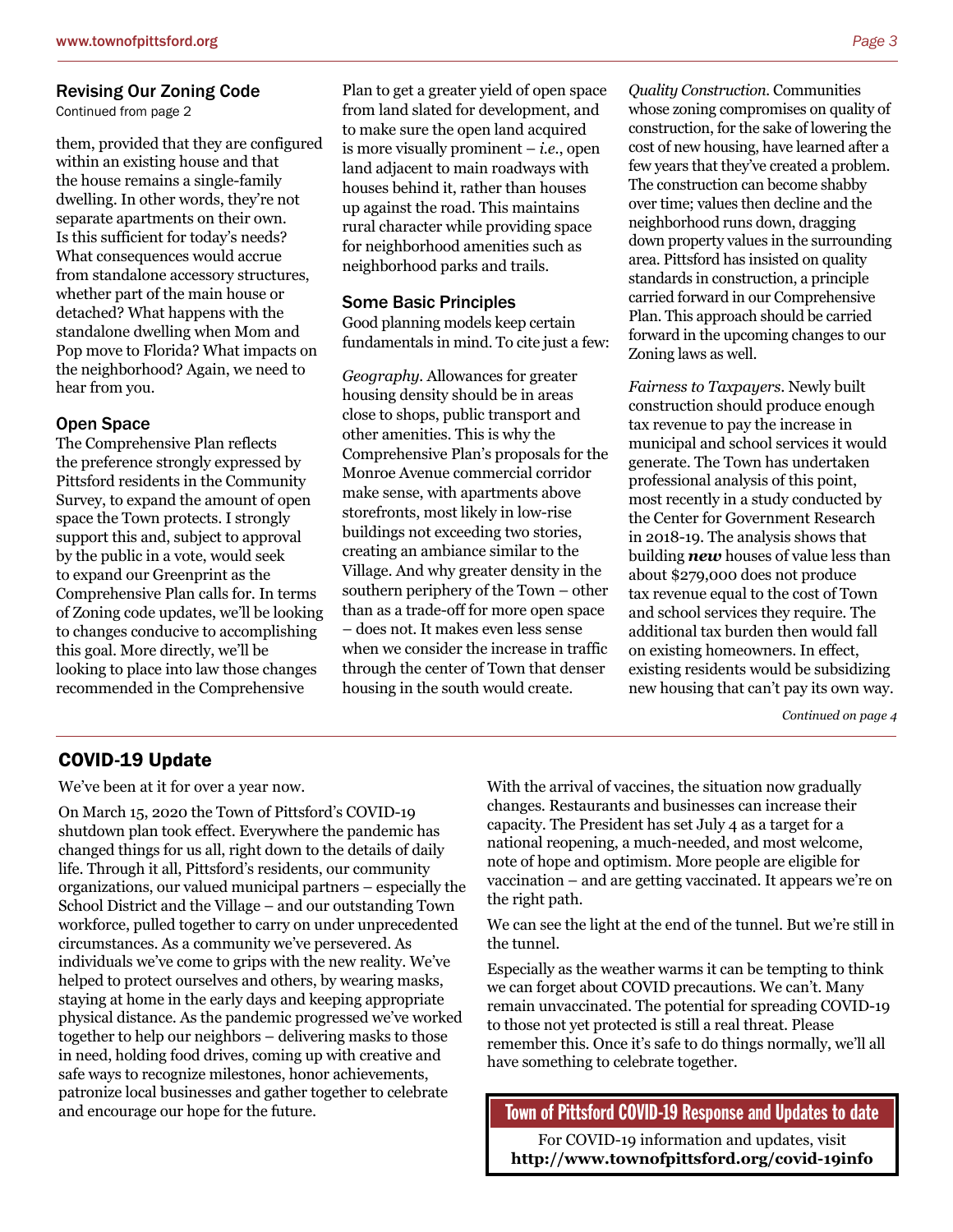## Revising Our Zoning Code

Continued from page 2

them, provided that they are configured within an existing house and that the house remains a single-family dwelling. In other words, they're not separate apartments on their own. Is this sufficient for today's needs? What consequences would accrue from standalone accessory structures, whether part of the main house or detached? What happens with the standalone dwelling when Mom and Pop move to Florida? What impacts on the neighborhood? Again, we need to hear from you.

### Open Space

The Comprehensive Plan reflects the preference strongly expressed by Pittsford residents in the Community Survey, to expand the amount of open space the Town protects. I strongly support this and, subject to approval by the public in a vote, would seek to expand our Greenprint as the Comprehensive Plan calls for. In terms of Zoning code updates, we'll be looking to changes conducive to accomplishing this goal. More directly, we'll be looking to place into law those changes recommended in the Comprehensive Plan to get a greater yield of open space from land slated for development, and to make sure the open land acquired is more visually prominent – *i.e.*, open land adjacent to main roadways with houses behind it, rather than houses up against the road. This maintains rural character while providing space for neighborhood amenities such as neighborhood parks and trails.

### Some Basic Principles

Good planning models keep certain fundamentals in mind. To cite just a few:

*Geography.* Allowances for greater housing density should be in areas close to shops, public transport and other amenities. This is why the Comprehensive Plan's proposals for the Monroe Avenue commercial corridor make sense, with apartments above storefronts, most likely in low-rise buildings not exceeding two stories, creating an ambiance similar to the Village. And why greater density in the southern periphery of the Town – other than as a trade-off for more open space – does not. It makes even less sense when we consider the increase in traffic through the center of Town that denser housing in the south would create.

*Quality Construction.* Communities whose zoning compromises on quality of construction, for the sake of lowering the cost of new housing, have learned after a few years that they've created a problem. The construction can become shabby over time; values then decline and the neighborhood runs down, dragging down property values in the surrounding area. Pittsford has insisted on quality standards in construction, a principle carried forward in our Comprehensive Plan. This approach should be carried forward in the upcoming changes to our Zoning laws as well.

*Fairness to Taxpayers.* Newly built construction should produce enough tax revenue to pay the increase in municipal and school services it would generate. The Town has undertaken professional analysis of this point, most recently in a study conducted by the Center for Government Research in 2018-19. The analysis shows that building ***new*** houses of value less than about $279,000 does not produce tax revenue equal to the cost of Town and school services they require. The additional tax burden then would fall on existing homeowners. In effect, existing residents would be subsidizing new housing that can't pay its own way.

*Continued on page 4*

## COVID-19 Update

We've been at it for over a year now.

On March 15, 2020 the Town of Pittsford's COVID-19 shutdown plan took effect. Everywhere the pandemic has changed things for us all, right down to the details of daily life. Through it all, Pittsford's residents, our community organizations, our valued municipal partners – especially the School District and the Village – and our outstanding Town workforce, pulled together to carry on under unprecedented circumstances. As a community we've persevered. As individuals we've come to grips with the new reality. We've helped to protect ourselves and others, by wearing masks, staying at home in the early days and keeping appropriate physical distance. As the pandemic progressed we've worked together to help our neighbors – delivering masks to those in need, holding food drives, coming up with creative and safe ways to recognize milestones, honor achievements, patronize local businesses and gather together to celebrate and encourage our hope for the future.

With the arrival of vaccines, the situation now gradually changes. Restaurants and businesses can increase their capacity. The President has set July 4 as a target for a national reopening, a much-needed, and most welcome, note of hope and optimism. More people are eligible for vaccination – and are getting vaccinated. It appears we're on the right path.

We can see the light at the end of the tunnel. But we're still in the tunnel.

Especially as the weather warms it can be tempting to think we can forget about COVID precautions. We can't. Many remain unvaccinated. The potential for spreading COVID-19 to those not yet protected is still a real threat. Please remember this. Once it's safe to do things normally, we'll all have something to celebrate together.

**Town of Pittsford COVID-19 Response and Updates to date**

For COVID-19 information and updates, visit
**http://www.townofpittsford.org/covid-19info**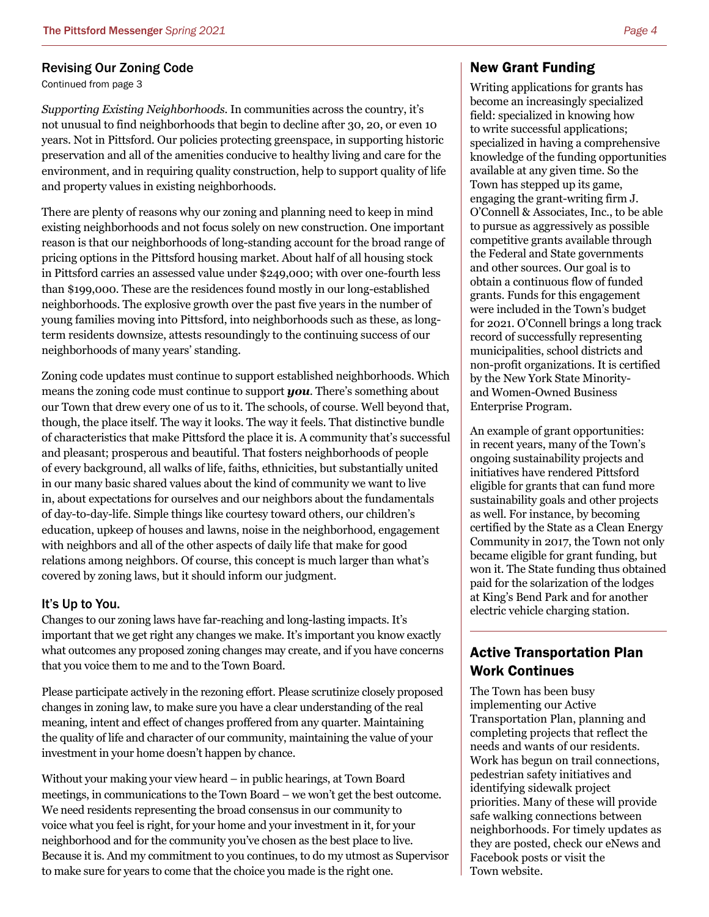## Revising Our Zoning Code

Continued from page 3

*Supporting Existing Neighborhoods.* In communities across the country, it's not unusual to find neighborhoods that begin to decline after 30, 20, or even 10 years. Not in Pittsford. Our policies protecting greenspace, in supporting historic preservation and all of the amenities conducive to healthy living and care for the environment, and in requiring quality construction, help to support quality of life and property values in existing neighborhoods.

There are plenty of reasons why our zoning and planning need to keep in mind existing neighborhoods and not focus solely on new construction. One important reason is that our neighborhoods of long-standing account for the broad range of pricing options in the Pittsford housing market. About half of all housing stock in Pittsford carries an assessed value under $249,000; with over one-fourth less than $199,000. These are the residences found mostly in our long-established neighborhoods. The explosive growth over the past five years in the number of young families moving into Pittsford, into neighborhoods such as these, as long-term residents downsize, attests resoundingly to the continuing success of our neighborhoods of many years' standing.

Zoning code updates must continue to support established neighborhoods. Which means the zoning code must continue to support ***you***. There's something about our Town that drew every one of us to it. The schools, of course. Well beyond that, though, the place itself. The way it looks. The way it feels. That distinctive bundle of characteristics that make Pittsford the place it is. A community that's successful and pleasant; prosperous and beautiful. That fosters neighborhoods of people of every background, all walks of life, faiths, ethnicities, but substantially united in our many basic shared values about the kind of community we want to live in, about expectations for ourselves and our neighbors about the fundamentals of day-to-day-life. Simple things like courtesy toward others, our children's education, upkeep of houses and lawns, noise in the neighborhood, engagement with neighbors and all of the other aspects of daily life that make for good relations among neighbors. Of course, this concept is much larger than what's covered by zoning laws, but it should inform our judgment.

### It's Up to You.

Changes to our zoning laws have far-reaching and long-lasting impacts. It's important that we get right any changes we make. It's important you know exactly what outcomes any proposed zoning changes may create, and if you have concerns that you voice them to me and to the Town Board.

Please participate actively in the rezoning effort. Please scrutinize closely proposed changes in zoning law, to make sure you have a clear understanding of the real meaning, intent and effect of changes proffered from any quarter. Maintaining the quality of life and character of our community, maintaining the value of your investment in your home doesn't happen by chance.

Without your making your view heard – in public hearings, at Town Board meetings, in communications to the Town Board – we won't get the best outcome. We need residents representing the broad consensus in our community to voice what you feel is right, for your home and your investment in it, for your neighborhood and for the community you've chosen as the best place to live. Because it is. And my commitment to you continues, to do my utmost as Supervisor to make sure for years to come that the choice you made is the right one.

## New Grant Funding

Writing applications for grants has become an increasingly specialized field: specialized in knowing how to write successful applications; specialized in having a comprehensive knowledge of the funding opportunities available at any given time. So the Town has stepped up its game, engaging the grant-writing firm J. O'Connell & Associates, Inc., to be able to pursue as aggressively as possible competitive grants available through the Federal and State governments and other sources. Our goal is to obtain a continuous flow of funded grants. Funds for this engagement were included in the Town's budget for 2021. O'Connell brings a long track record of successfully representing municipalities, school districts and non-profit organizations. It is certified by the New York State Minority- and Women-Owned Business Enterprise Program.

An example of grant opportunities: in recent years, many of the Town's ongoing sustainability projects and initiatives have rendered Pittsford eligible for grants that can fund more sustainability goals and other projects as well. For instance, by becoming certified by the State as a Clean Energy Community in 2017, the Town not only became eligible for grant funding, but won it. The State funding thus obtained paid for the solarization of the lodges at King's Bend Park and for another electric vehicle charging station.

## Active Transportation Plan Work Continues

The Town has been busy implementing our Active Transportation Plan, planning and completing projects that reflect the needs and wants of our residents. Work has begun on trail connections, pedestrian safety initiatives and identifying sidewalk project priorities. Many of these will provide safe walking connections between neighborhoods. For timely updates as they are posted, check our eNews and Facebook posts or visit the Town website.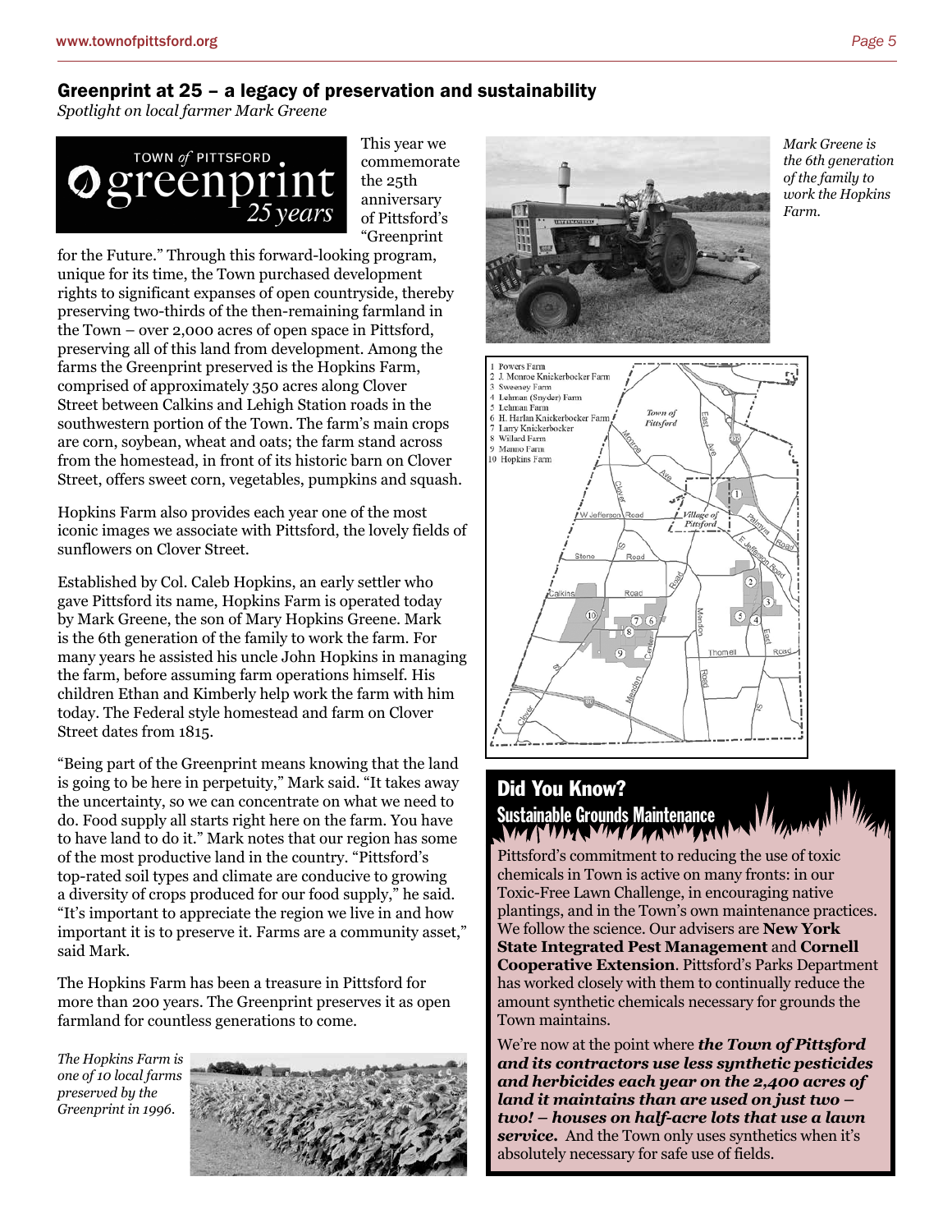## Greenprint at 25 – a legacy of preservation and sustainability

*Spotlight on local farmer Mark Greene*

TOWN *of* PITTSFORD greenprint *25 years*

This year we commemorate the 25th anniversary of Pittsford's "Greenprint for the Future." Through this forward-looking program, unique for its time, the Town purchased development rights to significant expanses of open countryside, thereby preserving two-thirds of the then-remaining farmland in the Town – over 2,000 acres of open space in Pittsford, preserving all of this land from development. Among the farms the Greenprint preserved is the Hopkins Farm, comprised of approximately 350 acres along Clover Street between Calkins and Lehigh Station roads in the southwestern portion of the Town. The farm's main crops are corn, soybean, wheat and oats; the farm stand across from the homestead, in front of its historic barn on Clover Street, offers sweet corn, vegetables, pumpkins and squash.

Hopkins Farm also provides each year one of the most iconic images we associate with Pittsford, the lovely fields of sunflowers on Clover Street.

Established by Col. Caleb Hopkins, an early settler who gave Pittsford its name, Hopkins Farm is operated today by Mark Greene, the son of Mary Hopkins Greene. Mark is the 6th generation of the family to work the farm. For many years he assisted his uncle John Hopkins in managing the farm, before assuming farm operations himself. His children Ethan and Kimberly help work the farm with him today. The Federal style homestead and farm on Clover Street dates from 1815.

"Being part of the Greenprint means knowing that the land is going to be here in perpetuity," Mark said. "It takes away the uncertainty, so we can concentrate on what we need to do. Food supply all starts right here on the farm. You have to have land to do it." Mark notes that our region has some of the most productive land in the country. "Pittsford's top-rated soil types and climate are conducive to growing a diversity of crops produced for our food supply," he said. "It's important to appreciate the region we live in and how important it is to preserve it. Farms are a community asset," said Mark.

The Hopkins Farm has been a treasure in Pittsford for more than 200 years. The Greenprint preserves it as open farmland for countless generations to come.

*The Hopkins Farm is one of 10 local farms preserved by the Greenprint in 1996.*

*Mark Greene is the 6th generation of the family to work the Hopkins Farm.*

1. Powers Farm
2. J. Monroe Knickerbocker Farm
3. Sweeney Farm
4. Lehman (Snyder) Farm
5. Lehman Farm
6. H. Harlan Knickerbocker Farm
7. Larry Knickerbocker
8. Willard Farm
9. Manno Farm
10. Hopkins Farm

## Did You Know?

### Sustainable Grounds Maintenance

Pittsford's commitment to reducing the use of toxic chemicals in Town is active on many fronts: in our Toxic-Free Lawn Challenge, in encouraging native plantings, and in the Town's own maintenance practices. We follow the science. Our advisers are **New York State Integrated Pest Management** and **Cornell Cooperative Extension**. Pittsford's Parks Department has worked closely with them to continually reduce the amount synthetic chemicals necessary for grounds the Town maintains.

We're now at the point where ***the Town of Pittsford and its contractors use less synthetic pesticides and herbicides each year on the 2,400 acres of land it maintains than are used on just two – two! – houses on half-acre lots that use a lawn service.*** And the Town only uses synthetics when it's absolutely necessary for safe use of fields.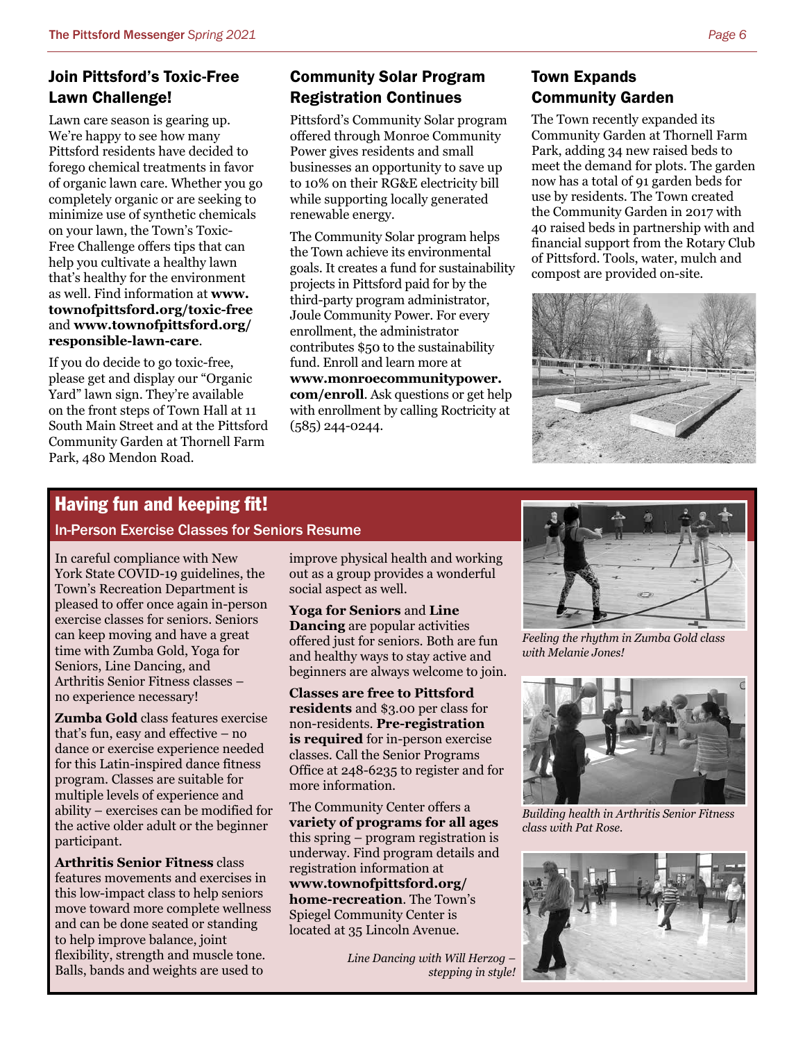## Join Pittsford's Toxic-Free Lawn Challenge!

Lawn care season is gearing up. We're happy to see how many Pittsford residents have decided to forego chemical treatments in favor of organic lawn care. Whether you go completely organic or are seeking to minimize use of synthetic chemicals on your lawn, the Town's Toxic-Free Challenge offers tips that can help you cultivate a healthy lawn that's healthy for the environment as well. Find information at **www.townofpittsford.org/toxic-free** and **www.townofpittsford.org/responsible-lawn-care**.

If you do decide to go toxic-free, please get and display our "Organic Yard" lawn sign. They're available on the front steps of Town Hall at 11 South Main Street and at the Pittsford Community Garden at Thornell Farm Park, 480 Mendon Road.

## Community Solar Program Registration Continues

Pittsford's Community Solar program offered through Monroe Community Power gives residents and small businesses an opportunity to save up to 10% on their RG&E electricity bill while supporting locally generated renewable energy.

The Community Solar program helps the Town achieve its environmental goals. It creates a fund for sustainability projects in Pittsford paid for by the third-party program administrator, Joule Community Power. For every enrollment, the administrator contributes $50 to the sustainability fund. Enroll and learn more at **www.monroecommunitypower.com/enroll**. Ask questions or get help with enrollment by calling Roctricity at (585) 244-0244.

## Town Expands Community Garden

The Town recently expanded its Community Garden at Thornell Farm Park, adding 34 new raised beds to meet the demand for plots. The garden now has a total of 91 garden beds for use by residents. The Town created the Community Garden in 2017 with 40 raised beds in partnership with and financial support from the Rotary Club of Pittsford. Tools, water, mulch and compost are provided on-site.

## Having fun and keeping fit!

### In-Person Exercise Classes for Seniors Resume

In careful compliance with New York State COVID-19 guidelines, the Town's Recreation Department is pleased to offer once again in-person exercise classes for seniors. Seniors can keep moving and have a great time with Zumba Gold, Yoga for Seniors, Line Dancing, and Arthritis Senior Fitness classes – no experience necessary!

**Zumba Gold** class features exercise that's fun, easy and effective – no dance or exercise experience needed for this Latin-inspired dance fitness program. Classes are suitable for multiple levels of experience and ability – exercises can be modified for the active older adult or the beginner participant.

**Arthritis Senior Fitness** class features movements and exercises in this low-impact class to help seniors move toward more complete wellness and can be done seated or standing to help improve balance, joint flexibility, strength and muscle tone. Balls, bands and weights are used to improve physical health and working out as a group provides a wonderful social aspect as well.

**Yoga for Seniors** and **Line Dancing** are popular activities offered just for seniors. Both are fun and healthy ways to stay active and beginners are always welcome to join.

**Classes are free to Pittsford residents** and $3.00 per class for non-residents. **Pre-registration is required** for in-person exercise classes. Call the Senior Programs Office at 248-6235 to register and for more information.

The Community Center offers a **variety of programs for all ages** this spring – program registration is underway. Find program details and registration information at **www.townofpittsford.org/home-recreation**. The Town's Spiegel Community Center is located at 35 Lincoln Avenue.

*Feeling the rhythm in Zumba Gold class with Melanie Jones!*

*Building health in Arthritis Senior Fitness class with Pat Rose.*

*Line Dancing with Will Herzog – stepping in style!*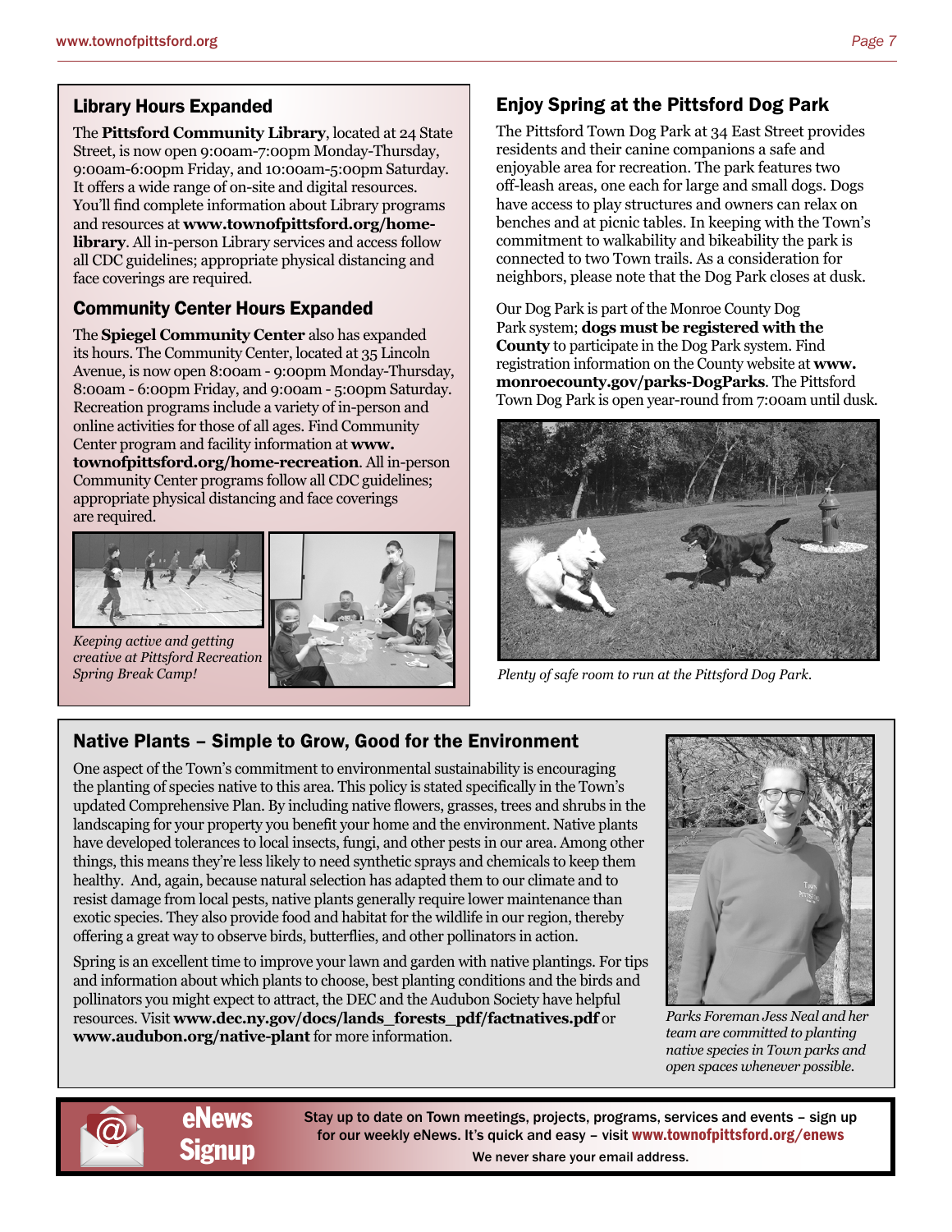## Library Hours Expanded

The **Pittsford Community Library**, located at 24 State Street, is now open 9:00am-7:00pm Monday-Thursday, 9:00am-6:00pm Friday, and 10:00am-5:00pm Saturday. It offers a wide range of on-site and digital resources. You'll find complete information about Library programs and resources at **www.townofpittsford.org/home-library**. All in-person Library services and access follow all CDC guidelines; appropriate physical distancing and face coverings are required.

## Community Center Hours Expanded

The **Spiegel Community Center** also has expanded its hours. The Community Center, located at 35 Lincoln Avenue, is now open 8:00am - 9:00pm Monday-Thursday, 8:00am - 6:00pm Friday, and 9:00am - 5:00pm Saturday. Recreation programs include a variety of in-person and online activities for those of all ages. Find Community Center program and facility information at **www.townofpittsford.org/home-recreation**. All in-person Community Center programs follow all CDC guidelines; appropriate physical distancing and face coverings are required.

*Keeping active and getting creative at Pittsford Recreation Spring Break Camp!*

## Enjoy Spring at the Pittsford Dog Park

The Pittsford Town Dog Park at 34 East Street provides residents and their canine companions a safe and enjoyable area for recreation. The park features two off-leash areas, one each for large and small dogs. Dogs have access to play structures and owners can relax on benches and at picnic tables. In keeping with the Town's commitment to walkability and bikeability the park is connected to two Town trails. As a consideration for neighbors, please note that the Dog Park closes at dusk.

Our Dog Park is part of the Monroe County Dog Park system; **dogs must be registered with the County** to participate in the Dog Park system. Find registration information on the County website at **www.monroecounty.gov/parks-DogParks**. The Pittsford Town Dog Park is open year-round from 7:00am until dusk.

*Plenty of safe room to run at the Pittsford Dog Park.*

## Native Plants – Simple to Grow, Good for the Environment

One aspect of the Town's commitment to environmental sustainability is encouraging the planting of species native to this area. This policy is stated specifically in the Town's updated Comprehensive Plan. By including native flowers, grasses, trees and shrubs in the landscaping for your property you benefit your home and the environment. Native plants have developed tolerances to local insects, fungi, and other pests in our area. Among other things, this means they're less likely to need synthetic sprays and chemicals to keep them healthy. And, again, because natural selection has adapted them to our climate and to resist damage from local pests, native plants generally require lower maintenance than exotic species. They also provide food and habitat for the wildlife in our region, thereby offering a great way to observe birds, butterflies, and other pollinators in action.

Spring is an excellent time to improve your lawn and garden with native plantings. For tips and information about which plants to choose, best planting conditions and the birds and pollinators you might expect to attract, the DEC and the Audubon Society have helpful resources. Visit **www.dec.ny.gov/docs/lands_forests_pdf/factnatives.pdf** or **www.audubon.org/native-plant** for more information.

*Parks Foreman Jess Neal and her team are committed to planting native species in Town parks and open spaces whenever possible.*

**eNews Signup**

Stay up to date on Town meetings, projects, programs, services and events – sign up for our weekly eNews. It's quick and easy – visit **www.townofpittsford.org/enews**

We never share your email address.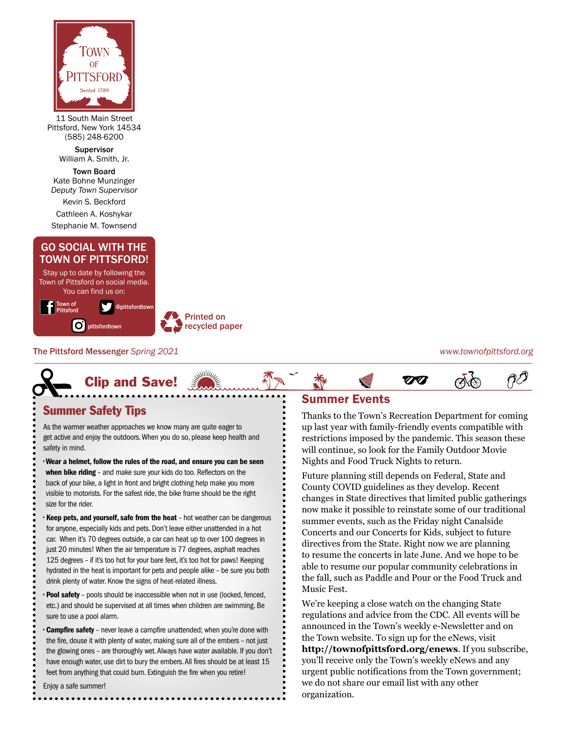TOWN OF PITTSFORD
Settled 1789

11 South Main Street
Pittsford, New York 14534
(585) 248-6200

**Supervisor**
William A. Smith, Jr.

**Town Board**
Kate Bohne Munzinger
*Deputy Town Supervisor*
Kevin S. Beckford
Cathleen A. Koshykar
Stephanie M. Townsend

## GO SOCIAL WITH THE TOWN OF PITTSFORD!

Stay up to date by following the Town of Pittsford on social media. You can find us on:

Town of Pittsford
@pittsfordtown
pittsfordtown

Printed on recycled paper

The Pittsford Messenger *Spring 2021*
www.townofpittsford.org

## Clip and Save!

## Summer Safety Tips

As the warmer weather approaches we know many are quite eager to get active and enjoy the outdoors. When you do so, please keep health and safety in mind.

- **Wear a helmet, follow the rules of the road, and ensure you can be seen when bike riding** – and make sure your kids do too. Reflectors on the back of your bike, a light in front and bright clothing help make you more visible to motorists. For the safest ride, the bike frame should be the right size for the rider.
- **Keep pets, and yourself, safe from the heat** – hot weather can be dangerous for anyone, especially kids and pets. Don't leave either unattended in a hot car. When it's 70 degrees outside, a car can heat up to over 100 degrees in just 20 minutes! When the air temperature is 77 degrees, asphalt reaches 125 degrees – if it's too hot for your bare feet, it's too hot for paws! Keeping hydrated in the heat is important for pets and people alike – be sure you both drink plenty of water. Know the signs of heat-related illness.
- **Pool safety** – pools should be inaccessible when not in use (locked, fenced, etc.) and should be supervised at all times when children are swimming. Be sure to use a pool alarm.
- **Campfire safety** – never leave a campfire unattended; when you're done with the fire, douse it with plenty of water, making sure all of the embers – not just the glowing ones – are thoroughly wet. Always have water available. If you don't have enough water, use dirt to bury the embers. All fires should be at least 15 feet from anything that could burn. Extinguish the fire when you retire!

Enjoy a safe summer!

## Summer Events

Thanks to the Town's Recreation Department for coming up last year with family-friendly events compatible with restrictions imposed by the pandemic. This season these will continue, so look for the Family Outdoor Movie Nights and Food Truck Nights to return.

Future planning still depends on Federal, State and County COVID guidelines as they develop. Recent changes in State directives that limited public gatherings now make it possible to reinstate some of our traditional summer events, such as the Friday night Canalside Concerts and our Concerts for Kids, subject to future directives from the State. Right now we are planning to resume the concerts in late June. And we hope to be able to resume our popular community celebrations in the fall, such as Paddle and Pour or the Food Truck and Music Fest.

We're keeping a close watch on the changing State regulations and advice from the CDC. All events will be announced in the Town's weekly e-Newsletter and on the Town website. To sign up for the eNews, visit **http://townofpittsford.org/enews**. If you subscribe, you'll receive only the Town's weekly eNews and any urgent public notifications from the Town government; we do not share our email list with any other organization.